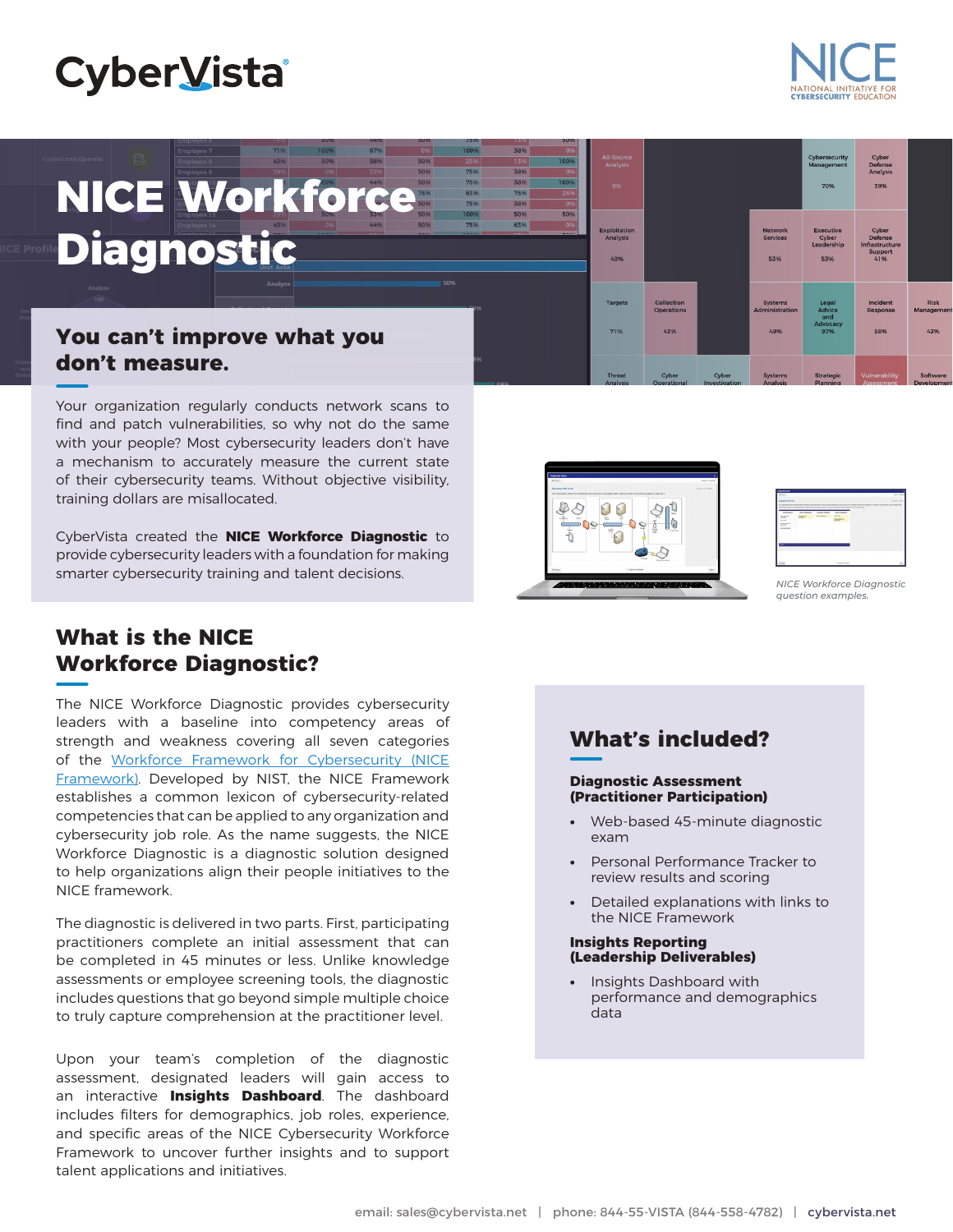CyberVista

NICE — NATIONAL INITIATIVE FOR CYBERSECURITY EDUCATION

# NICE Workforce Diagnostic

## You can't improve what you don't measure.

Your organization regularly conducts network scans to find and patch vulnerabilities, so why not do the same with your people? Most cybersecurity leaders don't have a mechanism to accurately measure the current state of their cybersecurity teams. Without objective visibility, training dollars are misallocated.

CyberVista created the **NICE Workforce Diagnostic** to provide cybersecurity leaders with a foundation for making smarter cybersecurity training and talent decisions.

*NICE Workforce Diagnostic question examples.*

## What is the NICE Workforce Diagnostic?

The NICE Workforce Diagnostic provides cybersecurity leaders with a baseline into competency areas of strength and weakness covering all seven categories of the [Workforce Framework for Cybersecurity (NICE Framework)](). Developed by NIST, the NICE Framework establishes a common lexicon of cybersecurity-related competencies that can be applied to any organization and cybersecurity job role. As the name suggests, the NICE Workforce Diagnostic is a diagnostic solution designed to help organizations align their people initiatives to the NICE framework.

The diagnostic is delivered in two parts. First, participating practitioners complete an initial assessment that can be completed in 45 minutes or less. Unlike knowledge assessments or employee screening tools, the diagnostic includes questions that go beyond simple multiple choice to truly capture comprehension at the practitioner level.

Upon your team's completion of the diagnostic assessment, designated leaders will gain access to an interactive **Insights Dashboard**. The dashboard includes filters for demographics, job roles, experience, and specific areas of the NICE Cybersecurity Workforce Framework to uncover further insights and to support talent applications and initiatives.

## What's included?

**Diagnostic Assessment (Practitioner Participation)**

- Web-based 45-minute diagnostic exam
- Personal Performance Tracker to review results and scoring
- Detailed explanations with links to the NICE Framework

**Insights Reporting (Leadership Deliverables)**

- Insights Dashboard with performance and demographics data

email: sales@cybervista.net | phone: 844-55-VISTA (844-558-4782) | cybervista.net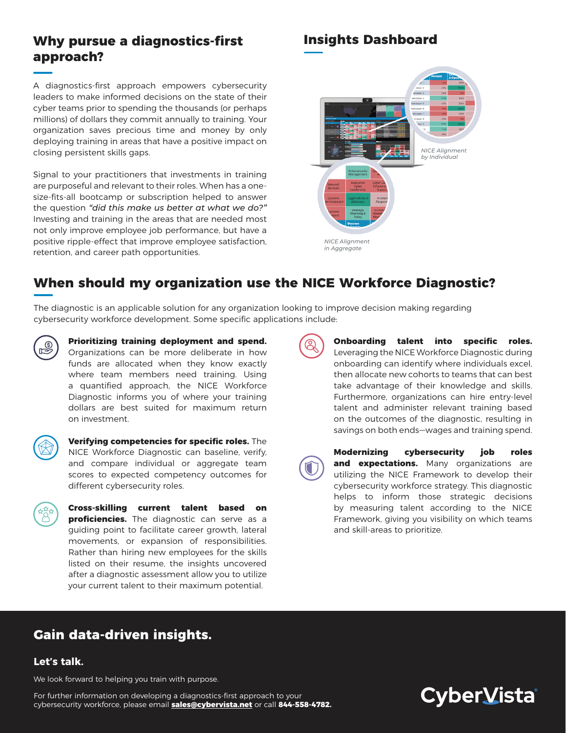## Why pursue a diagnostics-first approach?

A diagnostics-first approach empowers cybersecurity leaders to make informed decisions on the state of their cyber teams prior to spending the thousands (or perhaps millions) of dollars they commit annually to training. Your organization saves precious time and money by only deploying training in areas that have a positive impact on closing persistent skills gaps.

Signal to your practitioners that investments in training are purposeful and relevant to their roles. When has a one-size-fits-all bootcamp or subscription helped to answer the question *"did this make us better at what we do?"* Investing and training in the areas that are needed most not only improve employee job performance, but have a positive ripple-effect that improve employee satisfaction, retention, and career path opportunities.

## Insights Dashboard

*NICE Alignment by Individual*

*NICE Alignment in Aggregate*

## When should my organization use the NICE Workforce Diagnostic?

The diagnostic is an applicable solution for any organization looking to improve decision making regarding cybersecurity workforce development. Some specific applications include:

**Prioritizing training deployment and spend.** Organizations can be more deliberate in how funds are allocated when they know exactly where team members need training. Using a quantified approach, the NICE Workforce Diagnostic informs you of where your training dollars are best suited for maximum return on investment.

**Verifying competencies for specific roles.** The NICE Workforce Diagnostic can baseline, verify, and compare individual or aggregate team scores to expected competency outcomes for different cybersecurity roles.

**Cross-skilling current talent based on proficiencies.** The diagnostic can serve as a guiding point to facilitate career growth, lateral movements, or expansion of responsibilities. Rather than hiring new employees for the skills listed on their resume, the insights uncovered after a diagnostic assessment allow you to utilize your current talent to their maximum potential.

**Onboarding talent into specific roles.** Leveraging the NICE Workforce Diagnostic during onboarding can identify where individuals excel, then allocate new cohorts to teams that can best take advantage of their knowledge and skills. Furthermore, organizations can hire entry-level talent and administer relevant training based on the outcomes of the diagnostic, resulting in savings on both ends—wages and training spend.

**Modernizing cybersecurity job roles and expectations.** Many organizations are utilizing the NICE Framework to develop their cybersecurity workforce strategy. This diagnostic helps to inform those strategic decisions by measuring talent according to the NICE Framework, giving you visibility on which teams and skill-areas to prioritize.

## Gain data-driven insights.

### Let's talk.

We look forward to helping you train with purpose.

For further information on developing a diagnostics-first approach to your cybersecurity workforce, please email **sales@cybervista.net** or call **844-558-4782.**

CyberVista